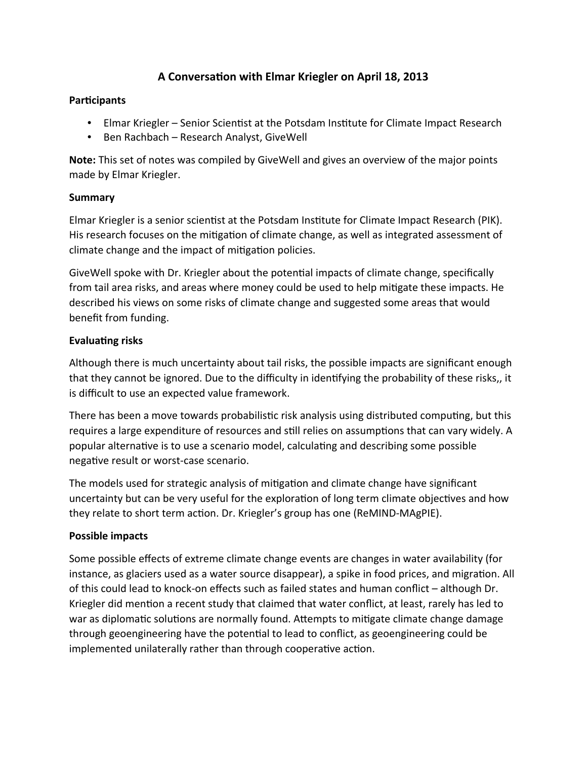# A Conversation with Elmar Kriegler on April 18, 2013

**Participants**

- Elmar Kriegler – Senior Scientist at the Potsdam Institute for Climate Impact Research
- Ben Rachbach – Research Analyst, GiveWell

**Note:** This set of notes was compiled by GiveWell and gives an overview of the major points made by Elmar Kriegler.

**Summary**

Elmar Kriegler is a senior scientist at the Potsdam Institute for Climate Impact Research (PIK). His research focuses on the mitigation of climate change, as well as integrated assessment of climate change and the impact of mitigation policies.

GiveWell spoke with Dr. Kriegler about the potential impacts of climate change, specifically from tail area risks, and areas where money could be used to help mitigate these impacts. He described his views on some risks of climate change and suggested some areas that would benefit from funding.

**Evaluating risks**

Although there is much uncertainty about tail risks, the possible impacts are significant enough that they cannot be ignored. Due to the difficulty in identifying the probability of these risks,, it is difficult to use an expected value framework.

There has been a move towards probabilistic risk analysis using distributed computing, but this requires a large expenditure of resources and still relies on assumptions that can vary widely. A popular alternative is to use a scenario model, calculating and describing some possible negative result or worst-case scenario.

The models used for strategic analysis of mitigation and climate change have significant uncertainty but can be very useful for the exploration of long term climate objectives and how they relate to short term action. Dr. Kriegler's group has one (ReMIND-MAgPIE).

**Possible impacts**

Some possible effects of extreme climate change events are changes in water availability (for instance, as glaciers used as a water source disappear), a spike in food prices, and migration. All of this could lead to knock-on effects such as failed states and human conflict – although Dr. Kriegler did mention a recent study that claimed that water conflict, at least, rarely has led to war as diplomatic solutions are normally found. Attempts to mitigate climate change damage through geoengineering have the potential to lead to conflict, as geoengineering could be implemented unilaterally rather than through cooperative action.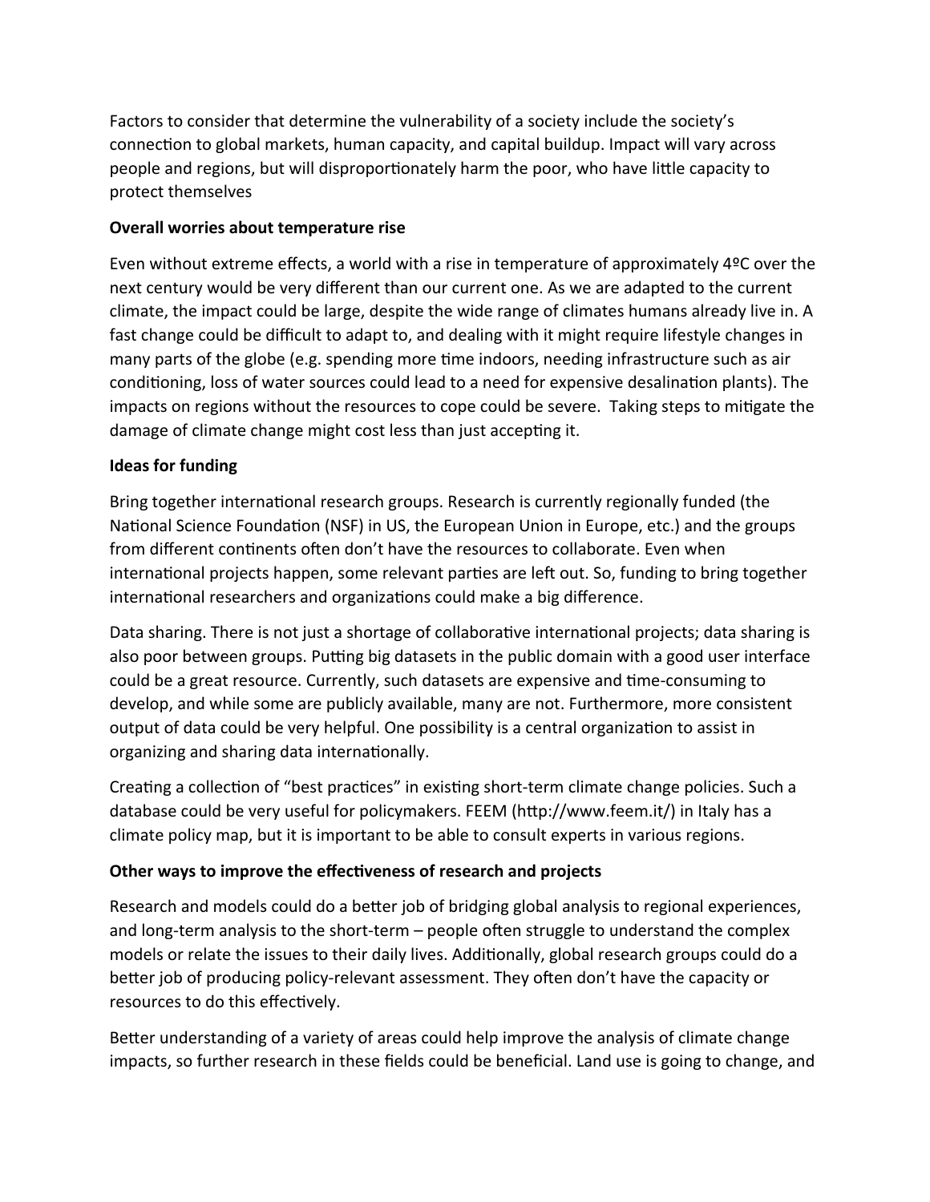Factors to consider that determine the vulnerability of a society include the society's connection to global markets, human capacity, and capital buildup. Impact will vary across people and regions, but will disproportionately harm the poor, who have little capacity to protect themselves

**Overall worries about temperature rise**

Even without extreme effects, a world with a rise in temperature of approximately 4ºC over the next century would be very different than our current one. As we are adapted to the current climate, the impact could be large, despite the wide range of climates humans already live in. A fast change could be difficult to adapt to, and dealing with it might require lifestyle changes in many parts of the globe (e.g. spending more time indoors, needing infrastructure such as air conditioning, loss of water sources could lead to a need for expensive desalination plants). The impacts on regions without the resources to cope could be severe. Taking steps to mitigate the damage of climate change might cost less than just accepting it.

**Ideas for funding**

Bring together international research groups. Research is currently regionally funded (the National Science Foundation (NSF) in US, the European Union in Europe, etc.) and the groups from different continents often don't have the resources to collaborate. Even when international projects happen, some relevant parties are left out. So, funding to bring together international researchers and organizations could make a big difference.

Data sharing. There is not just a shortage of collaborative international projects; data sharing is also poor between groups. Putting big datasets in the public domain with a good user interface could be a great resource. Currently, such datasets are expensive and time-consuming to develop, and while some are publicly available, many are not. Furthermore, more consistent output of data could be very helpful. One possibility is a central organization to assist in organizing and sharing data internationally.

Creating a collection of "best practices" in existing short-term climate change policies. Such a database could be very useful for policymakers. FEEM (http://www.feem.it/) in Italy has a climate policy map, but it is important to be able to consult experts in various regions.

**Other ways to improve the effectiveness of research and projects**

Research and models could do a better job of bridging global analysis to regional experiences, and long-term analysis to the short-term – people often struggle to understand the complex models or relate the issues to their daily lives. Additionally, global research groups could do a better job of producing policy-relevant assessment. They often don't have the capacity or resources to do this effectively.

Better understanding of a variety of areas could help improve the analysis of climate change impacts, so further research in these fields could be beneficial. Land use is going to change, and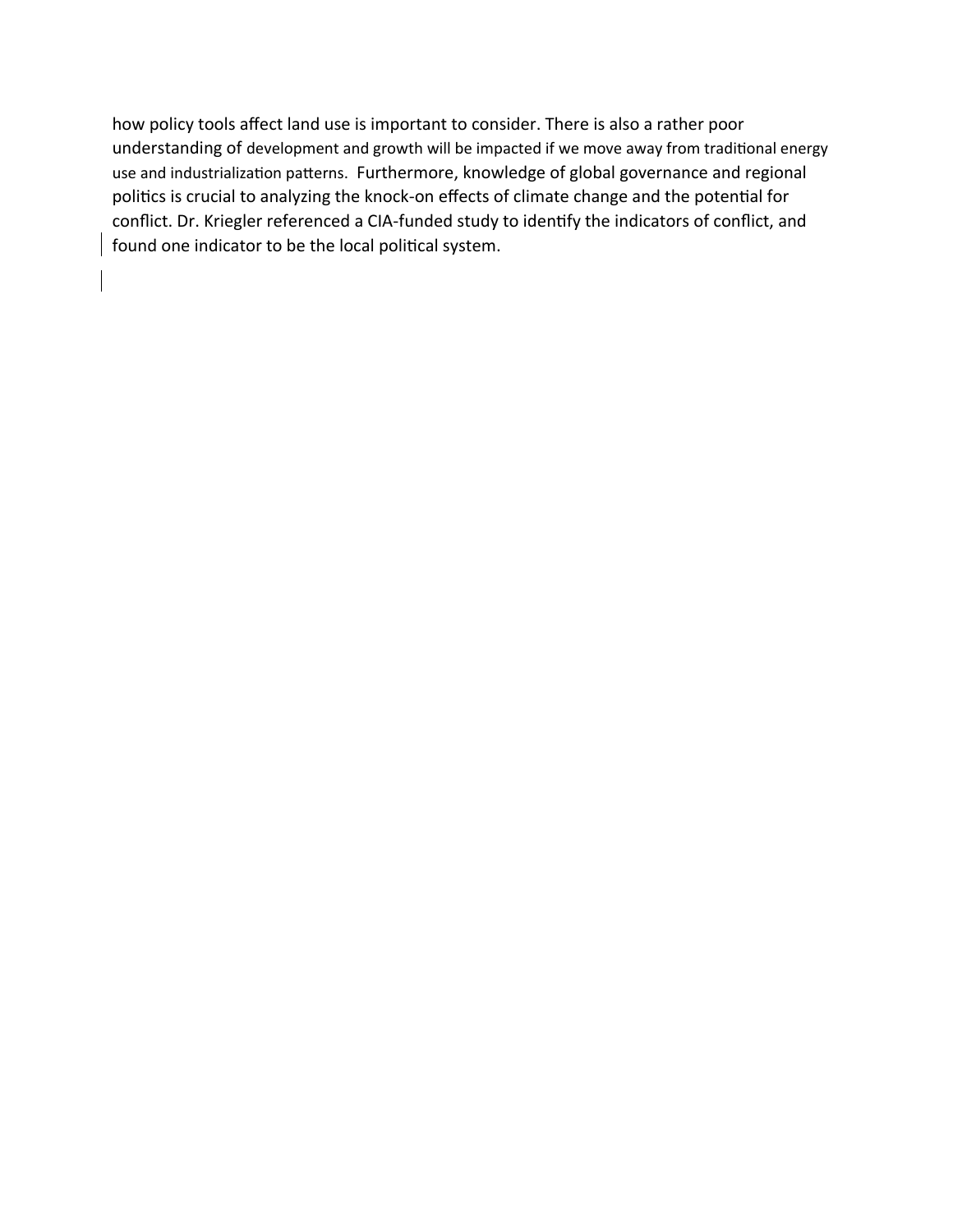how policy tools affect land use is important to consider. There is also a rather poor understanding of development and growth will be impacted if we move away from traditional energy use and industrialization patterns. Furthermore, knowledge of global governance and regional politics is crucial to analyzing the knock-on effects of climate change and the potential for conflict. Dr. Kriegler referenced a CIA-funded study to identify the indicators of conflict, and found one indicator to be the local political system.